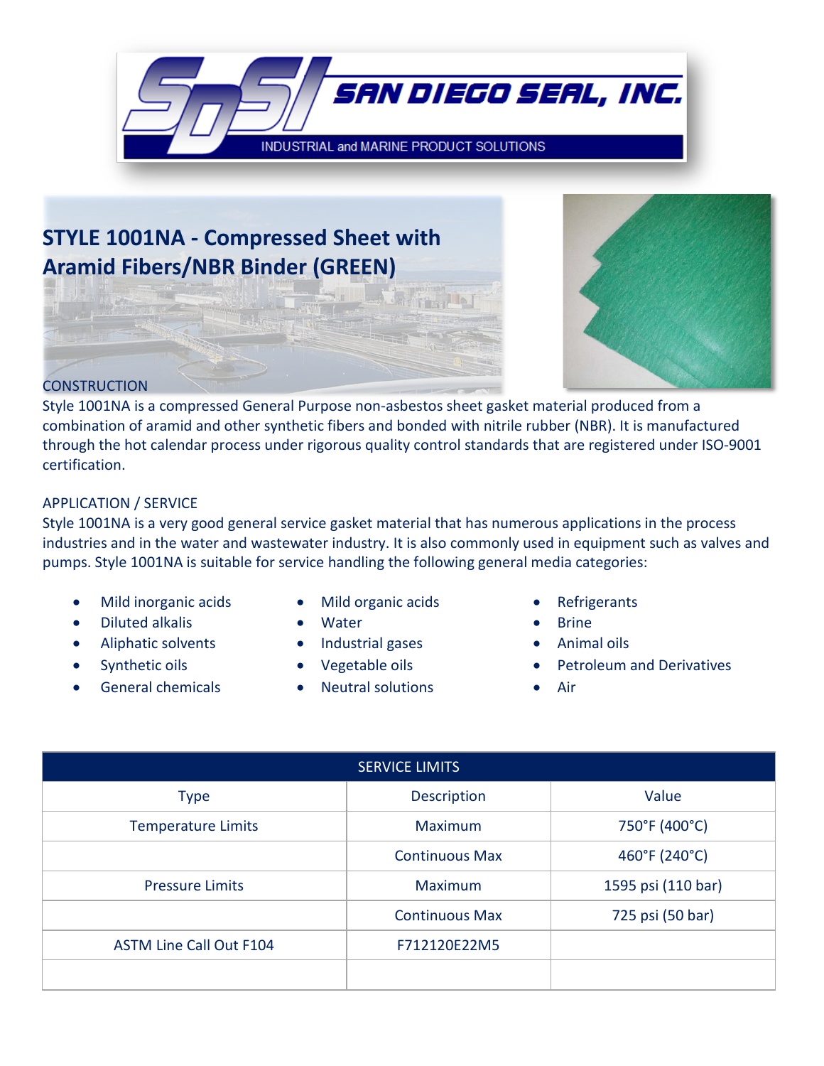SAN DIEGO SEAL, INC.

INDUSTRIAL and MARINE PRODUCT SOLUTIONS

# STYLE 1001NA - Compressed Sheet with Aramid Fibers/NBR Binder (GREEN)

## CONSTRUCTION

Style 1001NA is a compressed General Purpose non-asbestos sheet gasket material produced from a combination of aramid and other synthetic fibers and bonded with nitrile rubber (NBR). It is manufactured through the hot calendar process under rigorous quality control standards that are registered under ISO-9001 certification.

## APPLICATION / SERVICE

Style 1001NA is a very good general service gasket material that has numerous applications in the process industries and in the water and wastewater industry. It is also commonly used in equipment such as valves and pumps. Style 1001NA is suitable for service handling the following general media categories:

- Mild inorganic acids
- Diluted alkalis
- Aliphatic solvents
- Synthetic oils
- General chemicals
- Mild organic acids
- Water
- Industrial gases
- Vegetable oils
- Neutral solutions
- Refrigerants
- Brine
- Animal oils
- Petroleum and Derivatives
- Air

| SERVICE LIMITS | | |
|---|---|---|
| Type | Description | Value |
| Temperature Limits | Maximum | 750°F (400°C) |
| | Continuous Max | 460°F (240°C) |
| Pressure Limits | Maximum | 1595 psi (110 bar) |
| | Continuous Max | 725 psi (50 bar) |
| ASTM Line Call Out F104 | F712120E22M5 | |
| | | |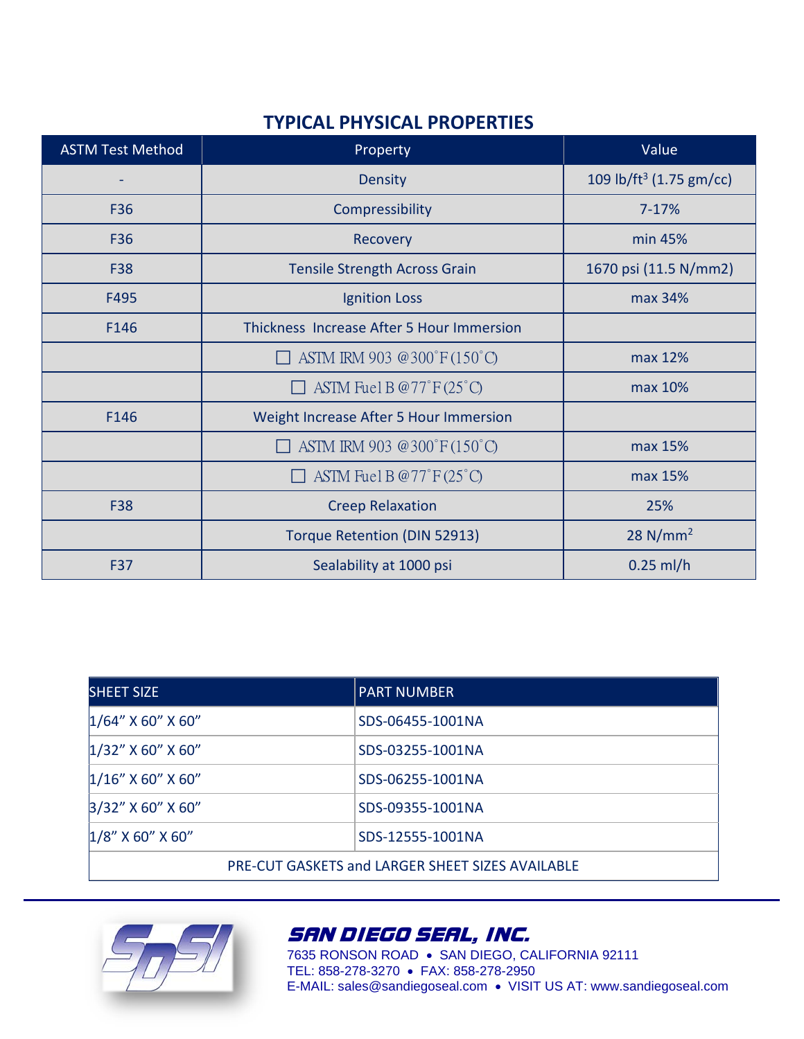## TYPICAL PHYSICAL PROPERTIES

| ASTM Test Method | Property | Value |
|---|---|---|
| - | Density | 109 lb/ft$^3$ (1.75 gm/cc) |
| F36 | Compressibility | 7-17% |
| F36 | Recovery | min 45% |
| F38 | Tensile Strength Across Grain | 1670 psi (11.5 N/mm2) |
| F495 | Ignition Loss | max 34% |
| F146 | Thickness Increase After 5 Hour Immersion | |
| | ☐ ASTM IRM 903 @300˚F (150˚C) | max 12% |
| | ☐ ASTM Fuel B @77˚F (25˚C) | max 10% |
| F146 | Weight Increase After 5 Hour Immersion | |
| | ☐ ASTM IRM 903 @300˚F (150˚C) | max 15% |
| | ☐ ASTM Fuel B @77˚F (25˚C) | max 15% |
| F38 | Creep Relaxation | 25% |
| | Torque Retention (DIN 52913) | 28 N/mm$^2$ |
| F37 | Sealability at 1000 psi | 0.25 ml/h |

| SHEET SIZE | PART NUMBER |
|---|---|
| 1/64" X 60" X 60" | SDS-06455-1001NA |
| 1/32" X 60" X 60" | SDS-03255-1001NA |
| 1/16" X 60" X 60" | SDS-06255-1001NA |
| 3/32" X 60" X 60" | SDS-09355-1001NA |
| 1/8" X 60" X 60" | SDS-12555-1001NA |
| PRE-CUT GASKETS and LARGER SHEET SIZES AVAILABLE | |

**SAN DIEGO SEAL, INC.**
7635 RONSON ROAD • SAN DIEGO, CALIFORNIA 92111
TEL: 858-278-3270 • FAX: 858-278-2950
E-MAIL: sales@sandiegoseal.com • VISIT US AT: www.sandiegoseal.com